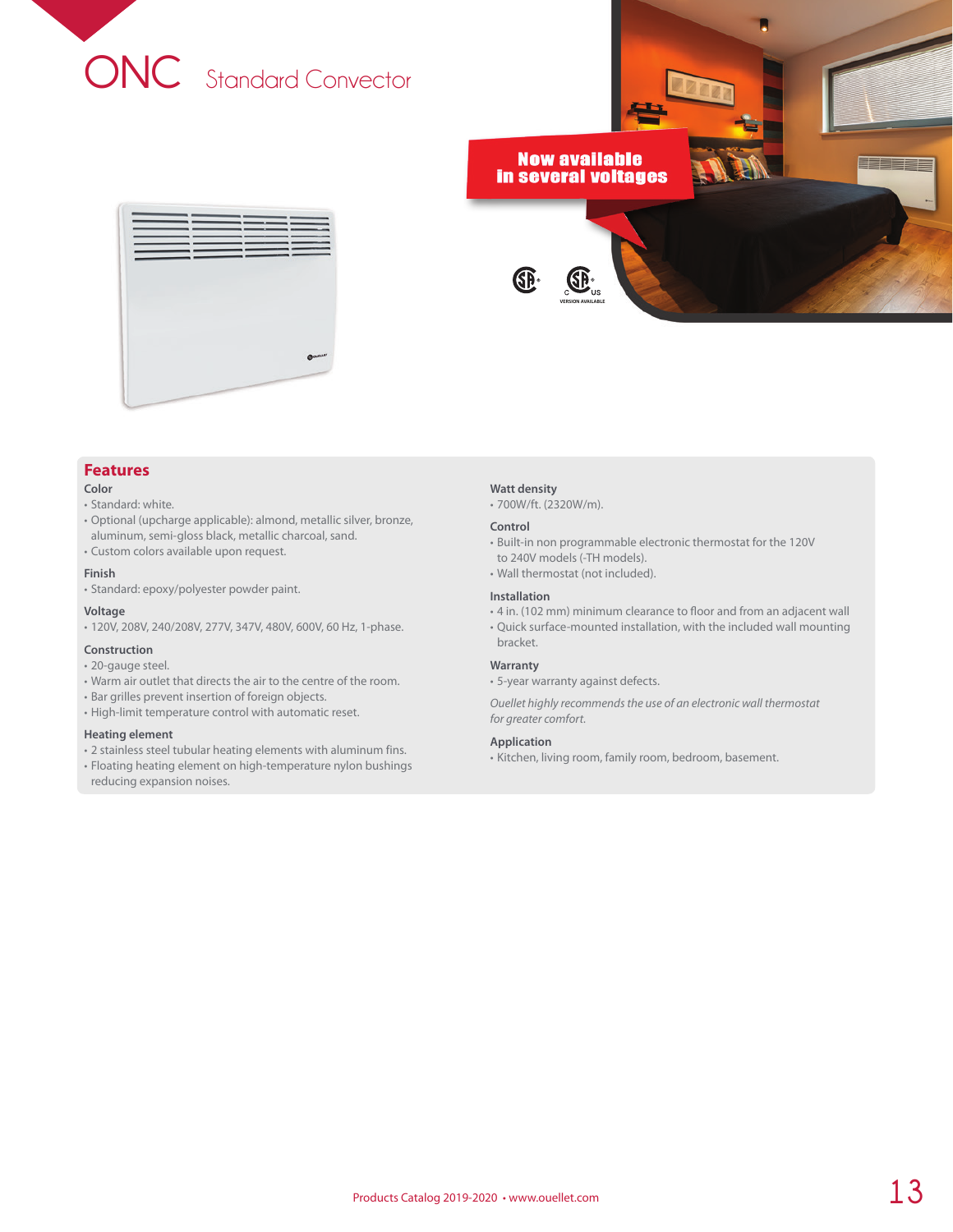# ONC Standard Convector

**Now available in several voltages**

VERSION AVAILABLE

## Features

### Color
- Standard: white.
- Optional (upcharge applicable): almond, metallic silver, bronze, aluminum, semi-gloss black, metallic charcoal, sand.
- Custom colors available upon request.

### Finish
- Standard: epoxy/polyester powder paint.

### Voltage
- 120V, 208V, 240/208V, 277V, 347V, 480V, 600V, 60 Hz, 1-phase.

### Construction
- 20-gauge steel.
- Warm air outlet that directs the air to the centre of the room.
- Bar grilles prevent insertion of foreign objects.
- High-limit temperature control with automatic reset.

### Heating element
- 2 stainless steel tubular heating elements with aluminum fins.
- Floating heating element on high-temperature nylon bushings reducing expansion noises.

### Watt density
- 700W/ft. (2320W/m).

### Control
- Built-in non programmable electronic thermostat for the 120V to 240V models (-TH models).
- Wall thermostat (not included).

### Installation
- 4 in. (102 mm) minimum clearance to floor and from an adjacent wall
- Quick surface-mounted installation, with the included wall mounting bracket.

### Warranty
- 5-year warranty against defects.

*Ouellet highly recommends the use of an electronic wall thermostat for greater comfort.*

### Application
- Kitchen, living room, family room, bedroom, basement.

Products Catalog 2019-2020 • www.ouellet.com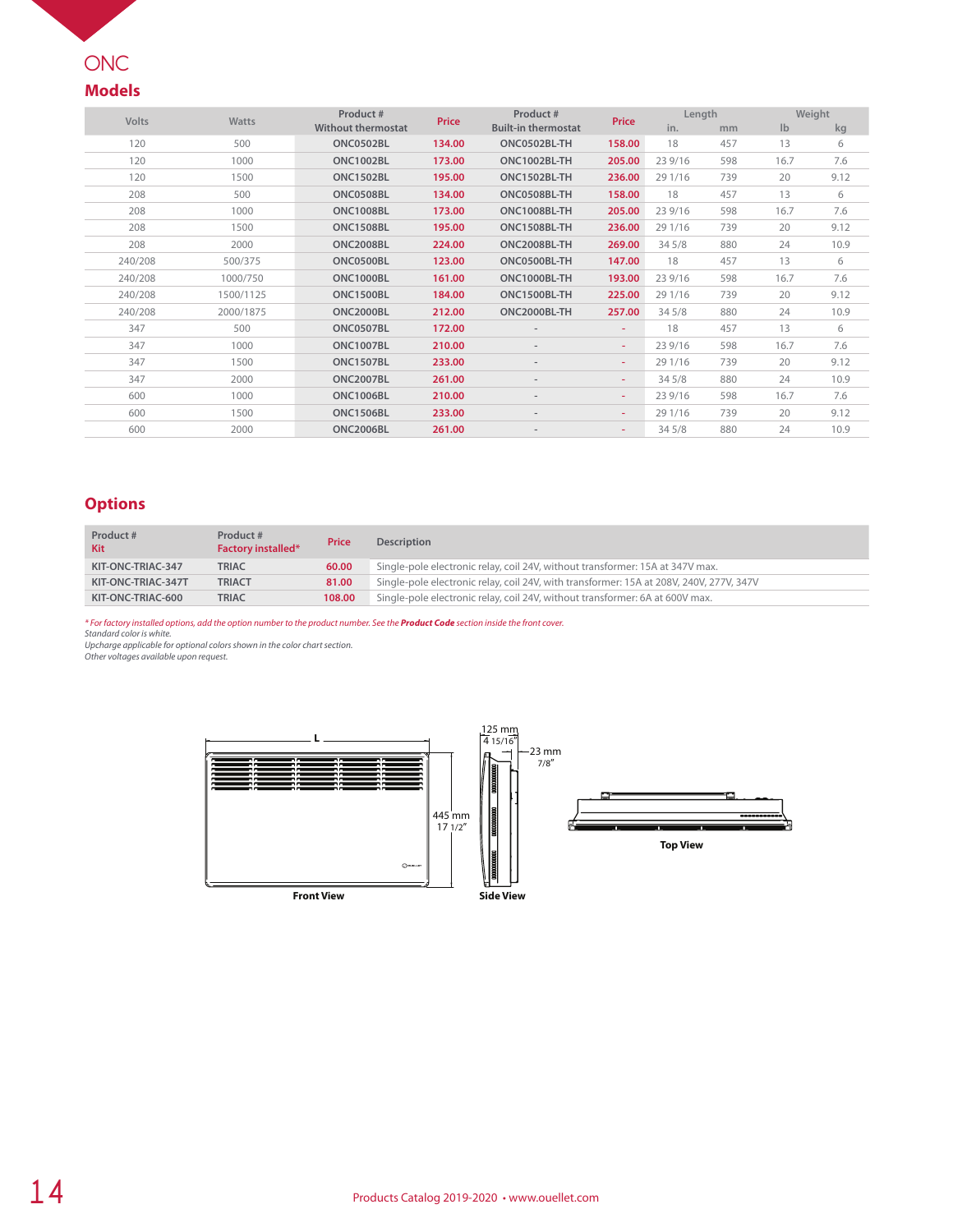# ONC

## Models

| Volts | Watts | Product # Without thermostat | Price | Product # Built-in thermostat | Price | Length | | Weight | |
|---|---|---|---|---|---|---|---|---|---|
| | | | | | | in. | mm | lb | kg |
| 120 | 500 | ONC0502BL | 134.00 | ONC0502BL-TH | 158.00 | 18 | 457 | 13 | 6 |
| 120 | 1000 | ONC1002BL | 173.00 | ONC1002BL-TH | 205.00 | 23 9/16 | 598 | 16.7 | 7.6 |
| 120 | 1500 | ONC1502BL | 195.00 | ONC1502BL-TH | 236.00 | 29 1/16 | 739 | 20 | 9.12 |
| 208 | 500 | ONC0508BL | 134.00 | ONC0508BL-TH | 158.00 | 18 | 457 | 13 | 6 |
| 208 | 1000 | ONC1008BL | 173.00 | ONC1008BL-TH | 205.00 | 23 9/16 | 598 | 16.7 | 7.6 |
| 208 | 1500 | ONC1508BL | 195.00 | ONC1508BL-TH | 236.00 | 29 1/16 | 739 | 20 | 9.12 |
| 208 | 2000 | ONC2008BL | 224.00 | ONC2008BL-TH | 269.00 | 34 5/8 | 880 | 24 | 10.9 |
| 240/208 | 500/375 | ONC0500BL | 123.00 | ONC0500BL-TH | 147.00 | 18 | 457 | 13 | 6 |
| 240/208 | 1000/750 | ONC1000BL | 161.00 | ONC1000BL-TH | 193.00 | 23 9/16 | 598 | 16.7 | 7.6 |
| 240/208 | 1500/1125 | ONC1500BL | 184.00 | ONC1500BL-TH | 225.00 | 29 1/16 | 739 | 20 | 9.12 |
| 240/208 | 2000/1875 | ONC2000BL | 212.00 | ONC2000BL-TH | 257.00 | 34 5/8 | 880 | 24 | 10.9 |
| 347 | 500 | ONC0507BL | 172.00 | - | - | 18 | 457 | 13 | 6 |
| 347 | 1000 | ONC1007BL | 210.00 | - | - | 23 9/16 | 598 | 16.7 | 7.6 |
| 347 | 1500 | ONC1507BL | 233.00 | - | - | 29 1/16 | 739 | 20 | 9.12 |
| 347 | 2000 | ONC2007BL | 261.00 | - | - | 34 5/8 | 880 | 24 | 10.9 |
| 600 | 1000 | ONC1006BL | 210.00 | - | - | 23 9/16 | 598 | 16.7 | 7.6 |
| 600 | 1500 | ONC1506BL | 233.00 | - | - | 29 1/16 | 739 | 20 | 9.12 |
| 600 | 2000 | ONC2006BL | 261.00 | - | - | 34 5/8 | 880 | 24 | 10.9 |

## Options

| Product # Kit | Product # Factory installed* | Price | Description |
|---|---|---|---|
| KIT-ONC-TRIAC-347 | TRIAC | 60.00 | Single-pole electronic relay, coil 24V, without transformer: 15A at 347V max. |
| KIT-ONC-TRIAC-347T | TRIACT | 81.00 | Single-pole electronic relay, coil 24V, with transformer: 15A at 208V, 240V, 277V, 347V |
| KIT-ONC-TRIAC-600 | TRIAC | 108.00 | Single-pole electronic relay, coil 24V, without transformer: 6A at 600V max. |

*\* For factory installed options, add the option number to the product number. See the **Product Code** section inside the front cover.*
*Standard color is white.*
*Upcharge applicable for optional colors shown in the color chart section.*
*Other voltages available upon request.*

L

445 mm
17 1/2"

Front View

125 mm
4 15/16"

23 mm
7/8"

Side View

Top View